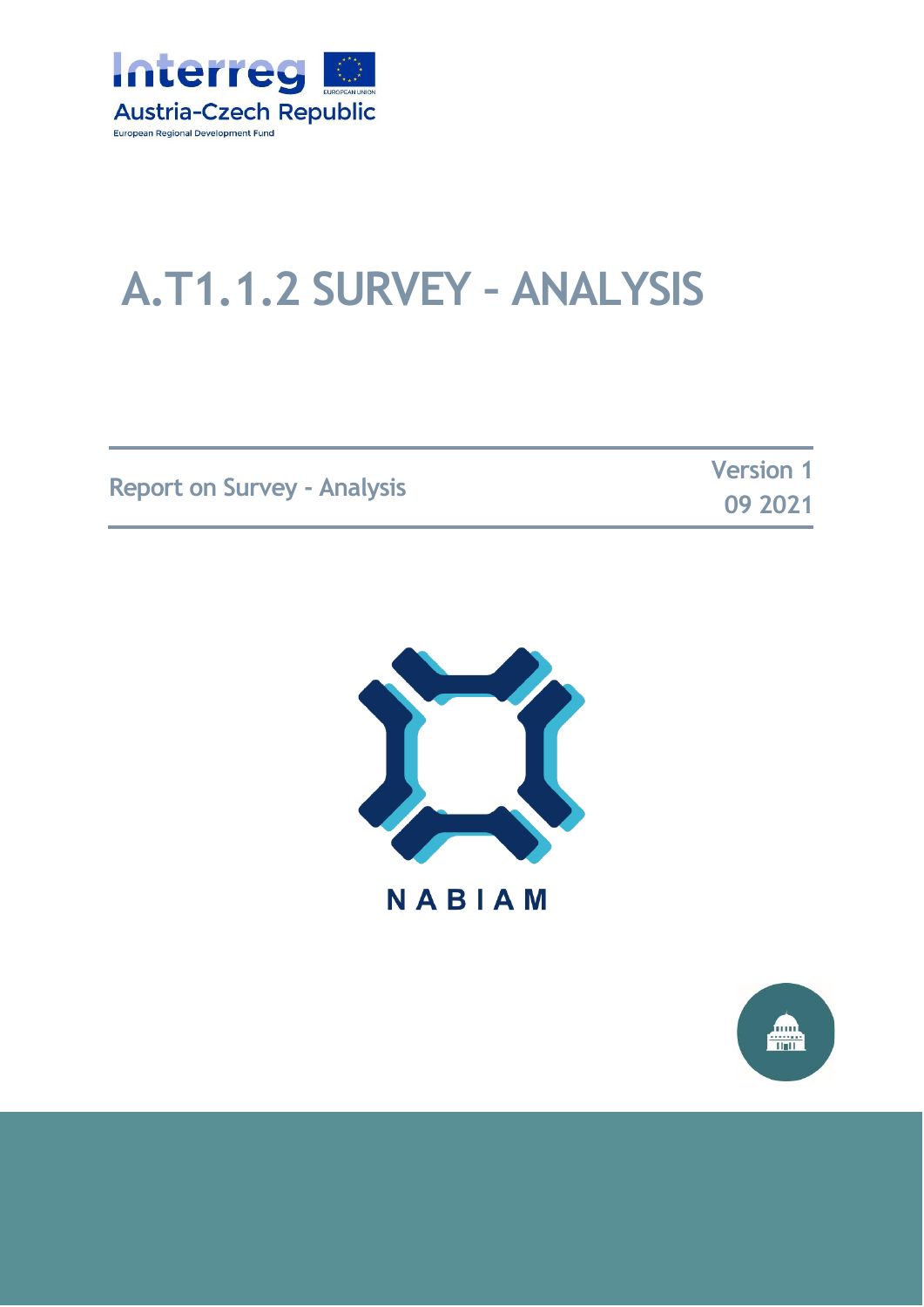Interreg
Austria-Czech Republic
European Regional Development Fund

# A.T1.1.2 SURVEY – ANALYSIS

Report on Survey - Analysis

Version 1
09 2021

NABIAM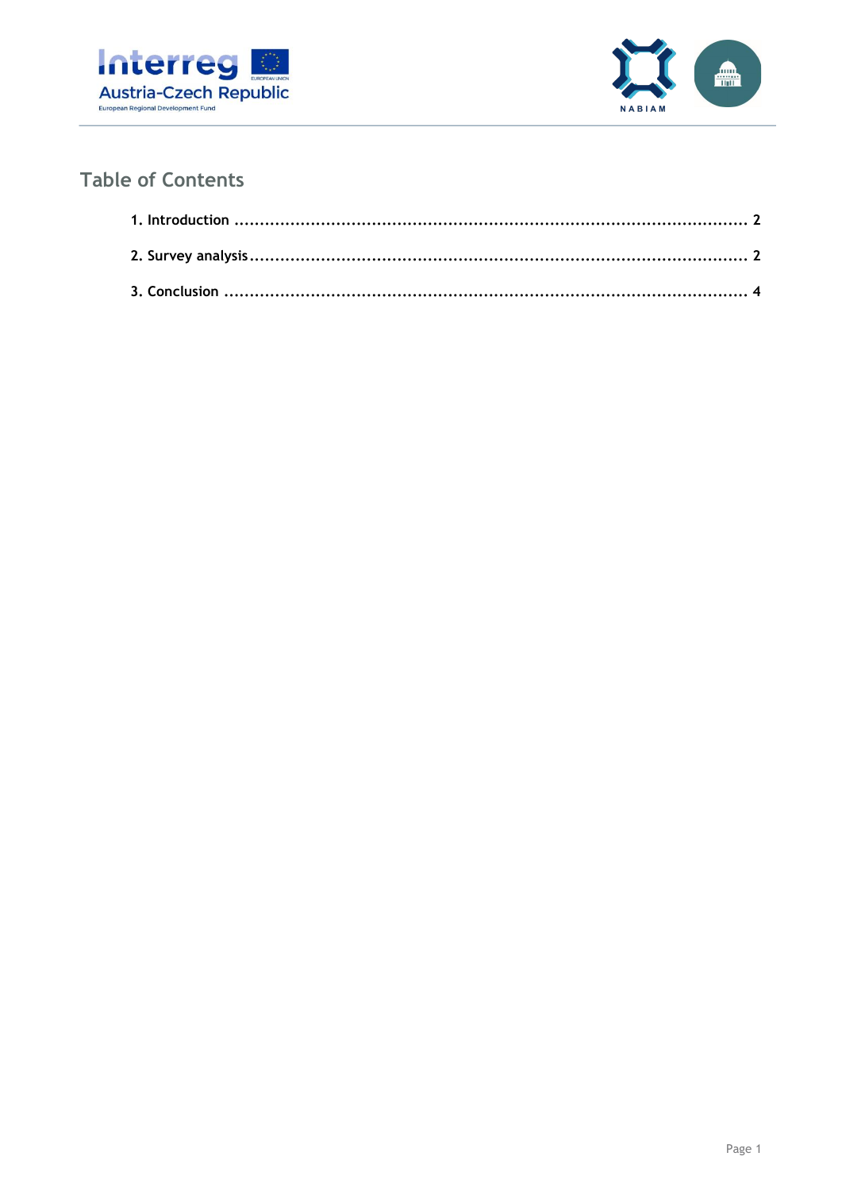## Table of Contents

1. Introduction ........................................................................................................ 2

2. Survey analysis ..................................................................................................... 2

3. Conclusion ........................................................................................................... 4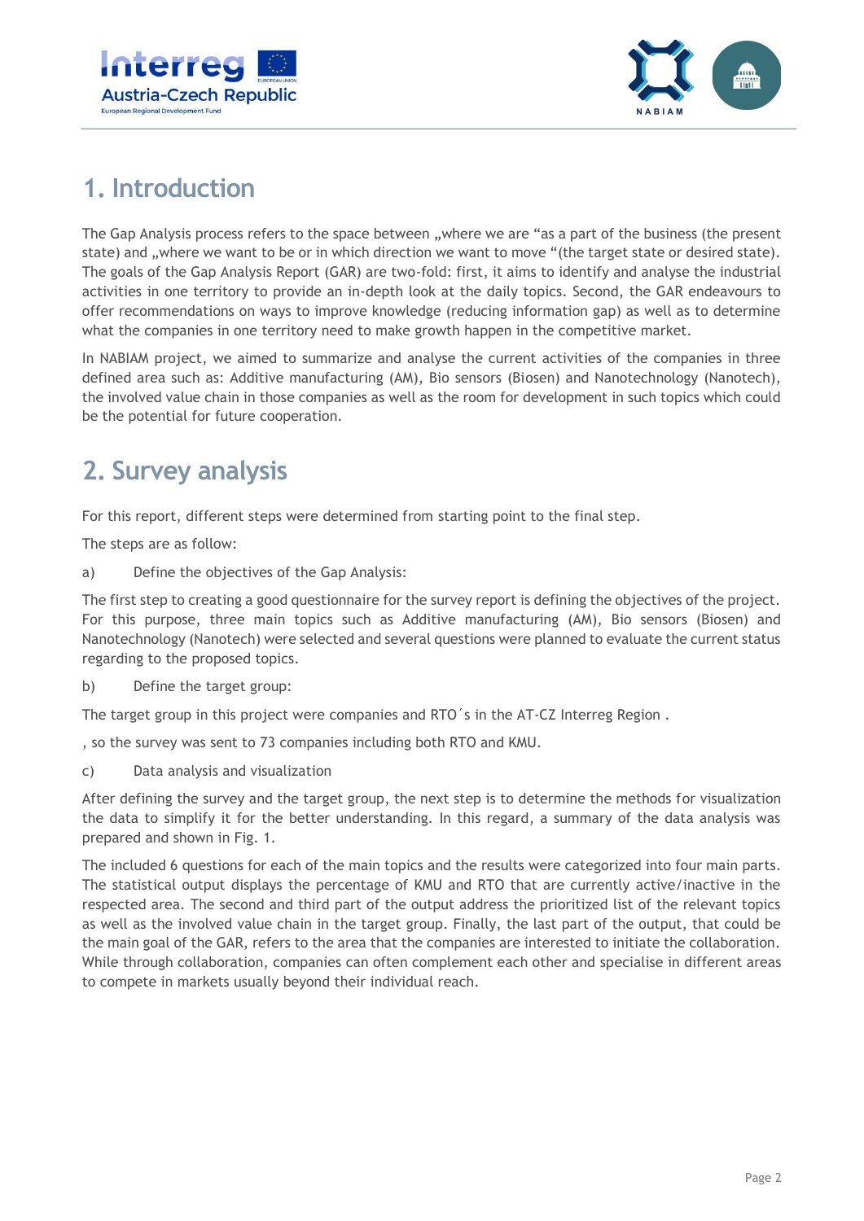# 1. Introduction

The Gap Analysis process refers to the space between „where we are "as a part of the business (the present state) and „where we want to be or in which direction we want to move "(the target state or desired state). The goals of the Gap Analysis Report (GAR) are two-fold: first, it aims to identify and analyse the industrial activities in one territory to provide an in-depth look at the daily topics. Second, the GAR endeavours to offer recommendations on ways to improve knowledge (reducing information gap) as well as to determine what the companies in one territory need to make growth happen in the competitive market.

In NABIAM project, we aimed to summarize and analyse the current activities of the companies in three defined area such as: Additive manufacturing (AM), Bio sensors (Biosen) and Nanotechnology (Nanotech), the involved value chain in those companies as well as the room for development in such topics which could be the potential for future cooperation.

# 2. Survey analysis

For this report, different steps were determined from starting point to the final step.

The steps are as follow:

a) Define the objectives of the Gap Analysis:

The first step to creating a good questionnaire for the survey report is defining the objectives of the project. For this purpose, three main topics such as Additive manufacturing (AM), Bio sensors (Biosen) and Nanotechnology (Nanotech) were selected and several questions were planned to evaluate the current status regarding to the proposed topics.

b) Define the target group:

The target group in this project were companies and RTO´s in the AT-CZ Interreg Region .

, so the survey was sent to 73 companies including both RTO and KMU.

c) Data analysis and visualization

After defining the survey and the target group, the next step is to determine the methods for visualization the data to simplify it for the better understanding. In this regard, a summary of the data analysis was prepared and shown in Fig. 1.

The included 6 questions for each of the main topics and the results were categorized into four main parts. The statistical output displays the percentage of KMU and RTO that are currently active/inactive in the respected area. The second and third part of the output address the prioritized list of the relevant topics as well as the involved value chain in the target group. Finally, the last part of the output, that could be the main goal of the GAR, refers to the area that the companies are interested to initiate the collaboration. While through collaboration, companies can often complement each other and specialise in different areas to compete in markets usually beyond their individual reach.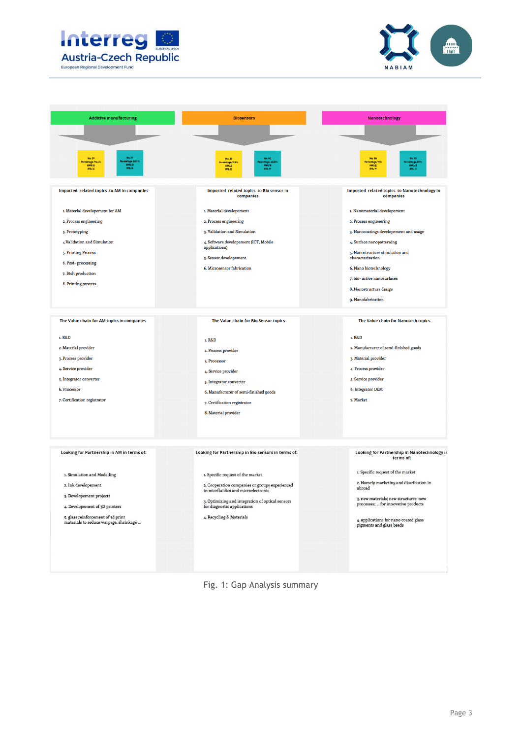| Additive manufacturing | Biosensors | Nanotechnology |
|---|---|---|
| **Imported related topics to AM in companies** | **Imported related topics to Bio sensor in companies** | **Imported related topics to Nanotechnology in companies** |
| 1. Material developement for AM<br>2. Process engineering<br>3. Prototyping<br>4. Validation and Simulation<br>5. Printing Process<br>6. Post- processing<br>7. Btch production<br>8. Printing process | 1. Material developement<br>2. Process engineering<br>3. Validation and Simulation<br>4. Software development (IOT, Mobile applications)<br>5. Sensor developement<br>6. Microsensor fabrication | 1. Nanomaterial developement<br>2. Process engineering<br>3. Nanocoatings developement and usage<br>4. Surface nanopatterning<br>5. Nanostructure simulation and characterization<br>6. Nano biotechnology<br>7. bio- active nanosurfaces<br>8. Nanostructure design<br>9. Nanofabrication |
| **The Value chain for AM topics in companies** | **The Value chain for Bio Sensor topics** | **The Value chain for Nanotech topics** |
| 1. R&D<br>2. Material provider<br>3. Process provider<br>4. Service provider<br>5. Integrator converter<br>6. Processor<br>7. Certification registrator | 1. R&D<br>2. Process provider<br>3. Processor<br>4. Service provider<br>5. Integrator converter<br>6. Manufacturer of semi-finished goods<br>7. Certification registrator<br>8. Material provider | 1. R&D<br>2. Manufacturer of semi-finished goods<br>3. Material provider<br>4. Process provider<br>5. Service provider<br>6. Integrator OEM<br>7. Market |
| **Looking for Partnership in AM in terms of:** | **Looking for Partnership in Bio sensors in terms of:** | **Looking for Partnership in Nanotechnology in terms of:** |
| 1. Simulation and Modelling<br>2. Ink developement<br>3. Development projects<br>4. Development of 3D printers<br>5. glass reinforcement of 3d print materials to reduce warpage, shrinkage ... | 1. Specific request of the market<br>2. Cooperation companies or groups experienced in micrfluidics and microelectronic<br>3. Optimizing and integration of optical sensors for diagnostic applications<br>4. Recycling & Materials | 1. Specific request of the market<br>2. Namely marketing and distribution in abroad<br>3. new materials; new structures; new processes; ... for innovative products<br>4. applications for nano coated glass pigments and glass beads |

Fig. 1: Gap Analysis summary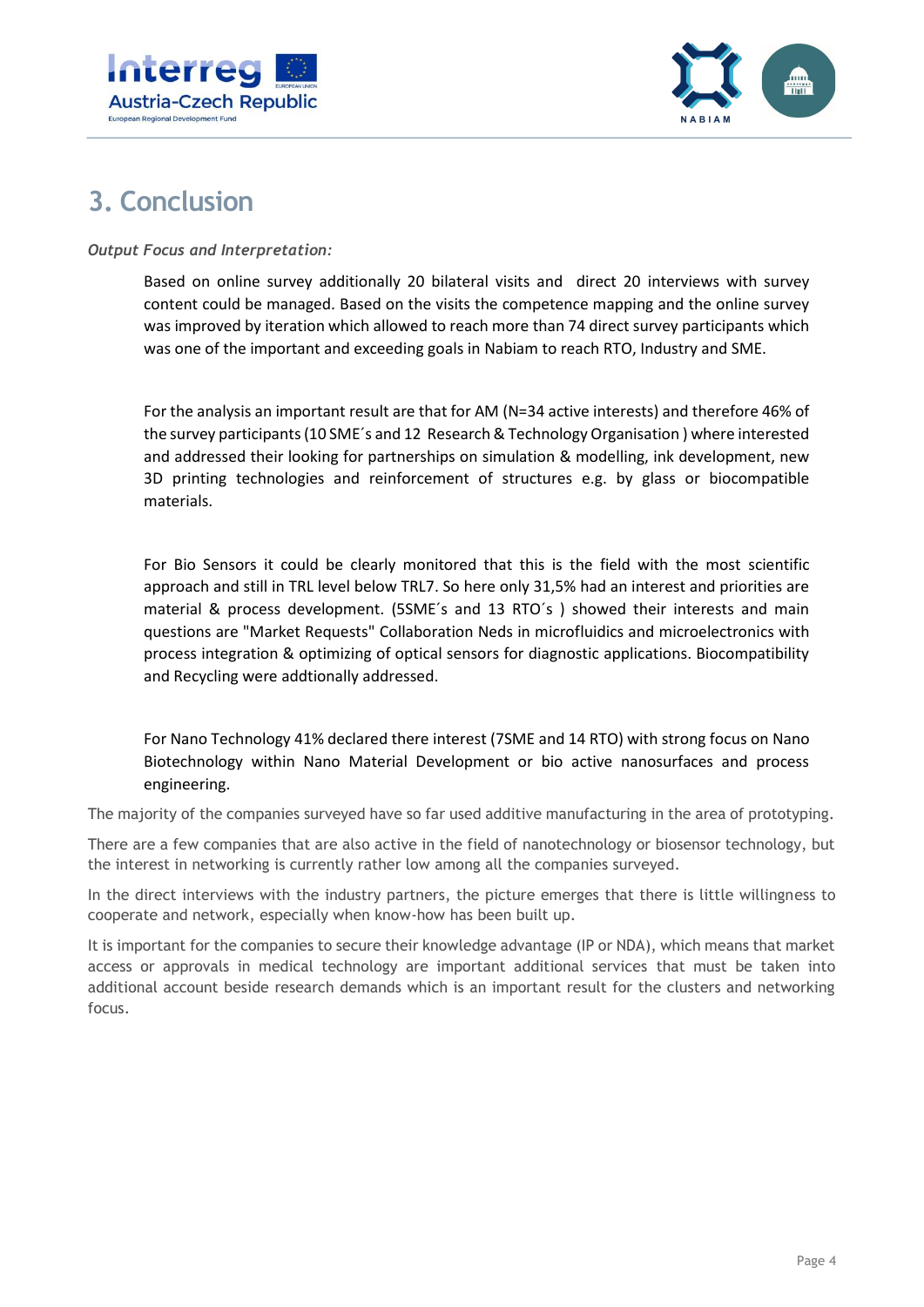## 3. Conclusion

*Output Focus and Interpretation:*

Based on online survey additionally 20 bilateral visits and direct 20 interviews with survey content could be managed. Based on the visits the competence mapping and the online survey was improved by iteration which allowed to reach more than 74 direct survey participants which was one of the important and exceeding goals in Nabiam to reach RTO, Industry and SME.

For the analysis an important result are that for AM (N=34 active interests) and therefore 46% of the survey participants (10 SME´s and 12 Research & Technology Organisation ) where interested and addressed their looking for partnerships on simulation & modelling, ink development, new 3D printing technologies and reinforcement of structures e.g. by glass or biocompatible materials.

For Bio Sensors it could be clearly monitored that this is the field with the most scientific approach and still in TRL level below TRL7. So here only 31,5% had an interest and priorities are material & process development. (5SME´s and 13 RTO´s ) showed their interests and main questions are "Market Requests" Collaboration Neds in microfluidics and microelectronics with process integration & optimizing of optical sensors for diagnostic applications. Biocompatibility and Recycling were addtionally addressed.

For Nano Technology 41% declared there interest (7SME and 14 RTO) with strong focus on Nano Biotechnology within Nano Material Development or bio active nanosurfaces and process engineering.

The majority of the companies surveyed have so far used additive manufacturing in the area of prototyping.

There are a few companies that are also active in the field of nanotechnology or biosensor technology, but the interest in networking is currently rather low among all the companies surveyed.

In the direct interviews with the industry partners, the picture emerges that there is little willingness to cooperate and network, especially when know-how has been built up.

It is important for the companies to secure their knowledge advantage (IP or NDA), which means that market access or approvals in medical technology are important additional services that must be taken into additional account beside research demands which is an important result for the clusters and networking focus.